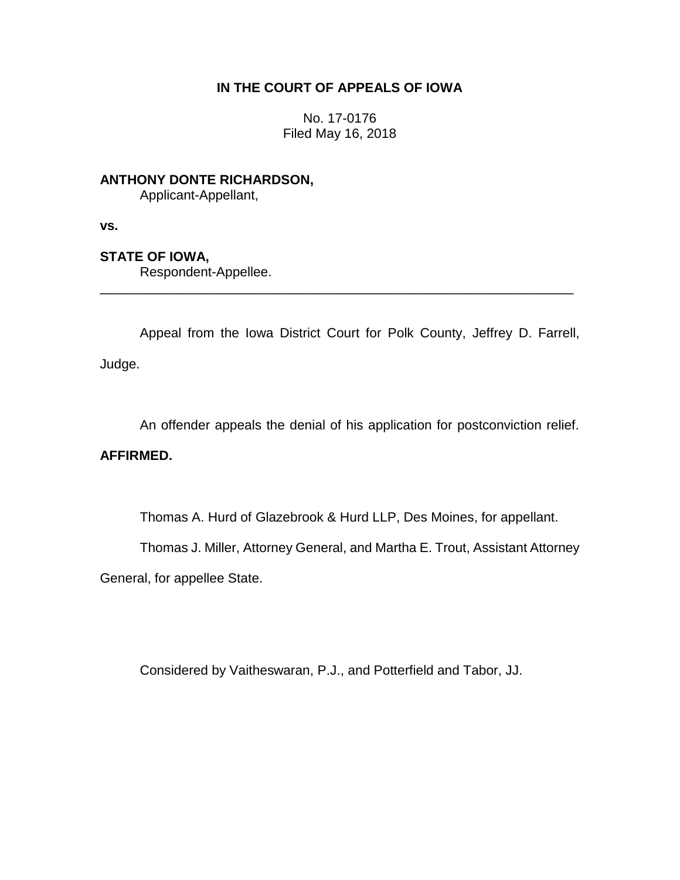**IN THE COURT OF APPEALS OF IOWA**

No. 17-0176
Filed May 16, 2018

**ANTHONY DONTE RICHARDSON,**
Applicant-Appellant,

**vs.**

**STATE OF IOWA,**
Respondent-Appellee.

---

Appeal from the Iowa District Court for Polk County, Jeffrey D. Farrell, Judge.

An offender appeals the denial of his application for postconviction relief. **AFFIRMED.**

Thomas A. Hurd of Glazebrook & Hurd LLP, Des Moines, for appellant.

Thomas J. Miller, Attorney General, and Martha E. Trout, Assistant Attorney General, for appellee State.

Considered by Vaitheswaran, P.J., and Potterfield and Tabor, JJ.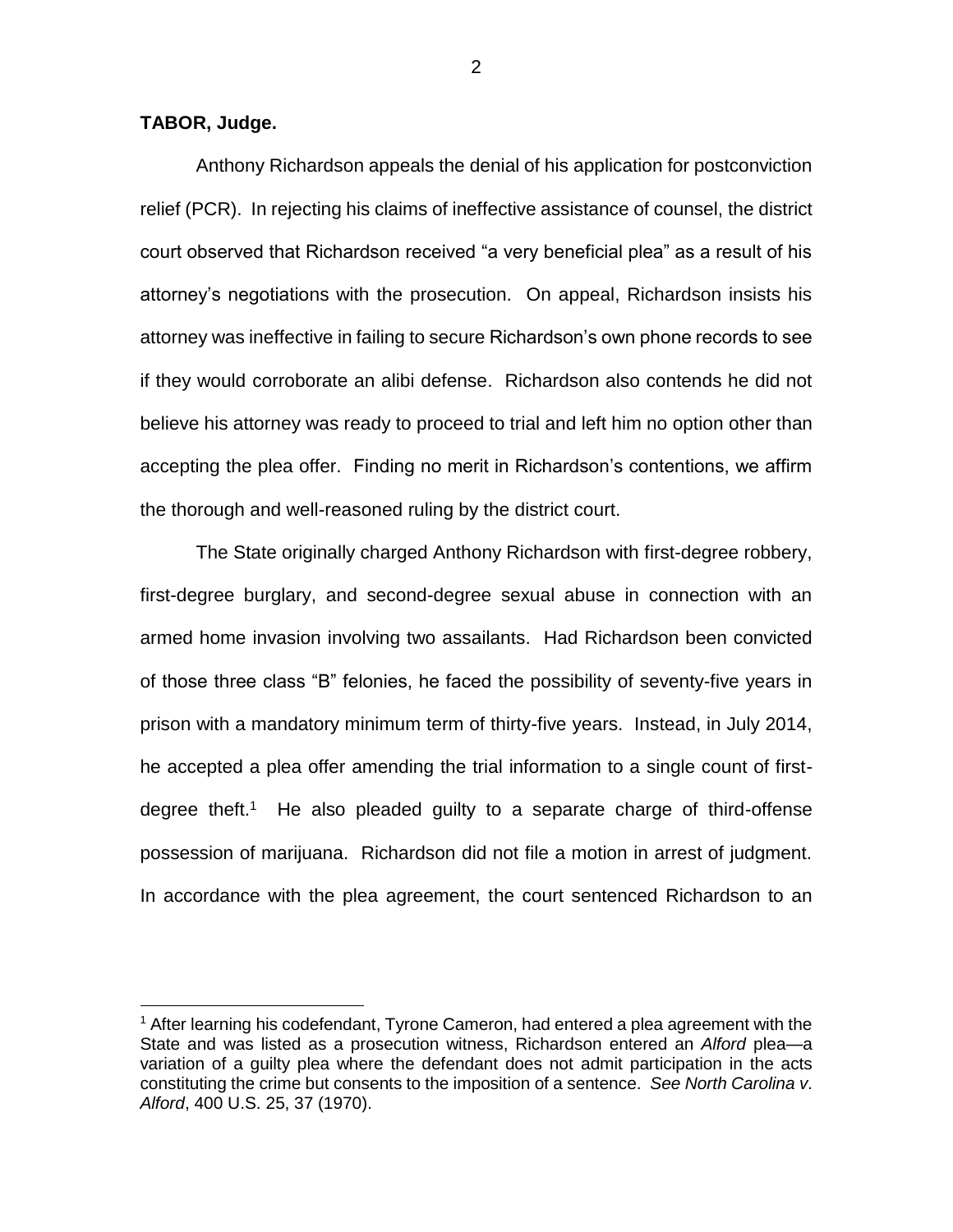**TABOR, Judge.**

Anthony Richardson appeals the denial of his application for postconviction relief (PCR). In rejecting his claims of ineffective assistance of counsel, the district court observed that Richardson received "a very beneficial plea" as a result of his attorney's negotiations with the prosecution. On appeal, Richardson insists his attorney was ineffective in failing to secure Richardson's own phone records to see if they would corroborate an alibi defense. Richardson also contends he did not believe his attorney was ready to proceed to trial and left him no option other than accepting the plea offer. Finding no merit in Richardson's contentions, we affirm the thorough and well-reasoned ruling by the district court.

The State originally charged Anthony Richardson with first-degree robbery, first-degree burglary, and second-degree sexual abuse in connection with an armed home invasion involving two assailants. Had Richardson been convicted of those three class "B" felonies, he faced the possibility of seventy-five years in prison with a mandatory minimum term of thirty-five years. Instead, in July 2014, he accepted a plea offer amending the trial information to a single count of first-degree theft.[1] He also pleaded guilty to a separate charge of third-offense possession of marijuana. Richardson did not file a motion in arrest of judgment. In accordance with the plea agreement, the court sentenced Richardson to an

---

[1] After learning his codefendant, Tyrone Cameron, had entered a plea agreement with the State and was listed as a prosecution witness, Richardson entered an *Alford* plea—a variation of a guilty plea where the defendant does not admit participation in the acts constituting the crime but consents to the imposition of a sentence. *See North Carolina v. Alford*, 400 U.S. 25, 37 (1970).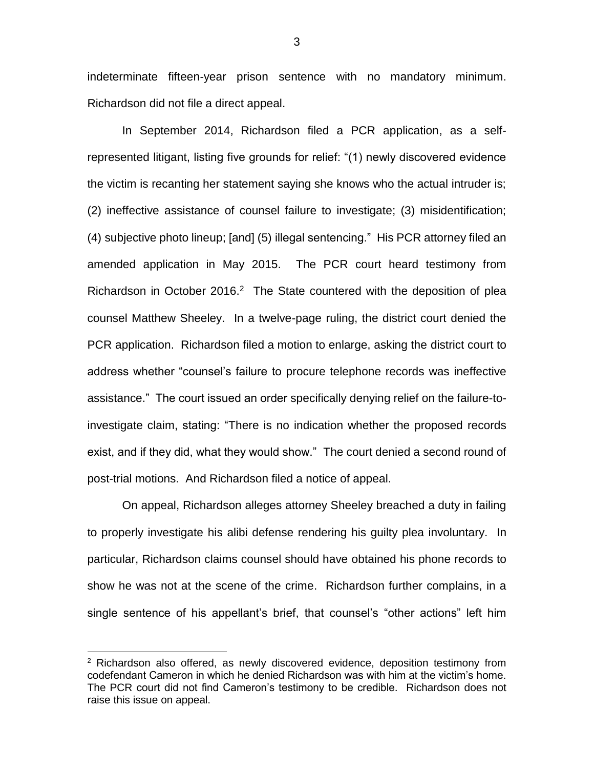indeterminate fifteen-year prison sentence with no mandatory minimum. Richardson did not file a direct appeal.

In September 2014, Richardson filed a PCR application, as a self-represented litigant, listing five grounds for relief: "(1) newly discovered evidence the victim is recanting her statement saying she knows who the actual intruder is; (2) ineffective assistance of counsel failure to investigate; (3) misidentification; (4) subjective photo lineup; [and] (5) illegal sentencing." His PCR attorney filed an amended application in May 2015. The PCR court heard testimony from Richardson in October 2016.[2] The State countered with the deposition of plea counsel Matthew Sheeley. In a twelve-page ruling, the district court denied the PCR application. Richardson filed a motion to enlarge, asking the district court to address whether "counsel's failure to procure telephone records was ineffective assistance." The court issued an order specifically denying relief on the failure-to-investigate claim, stating: "There is no indication whether the proposed records exist, and if they did, what they would show." The court denied a second round of post-trial motions. And Richardson filed a notice of appeal.

On appeal, Richardson alleges attorney Sheeley breached a duty in failing to properly investigate his alibi defense rendering his guilty plea involuntary. In particular, Richardson claims counsel should have obtained his phone records to show he was not at the scene of the crime. Richardson further complains, in a single sentence of his appellant's brief, that counsel's "other actions" left him

---

[2] Richardson also offered, as newly discovered evidence, deposition testimony from codefendant Cameron in which he denied Richardson was with him at the victim's home. The PCR court did not find Cameron's testimony to be credible. Richardson does not raise this issue on appeal.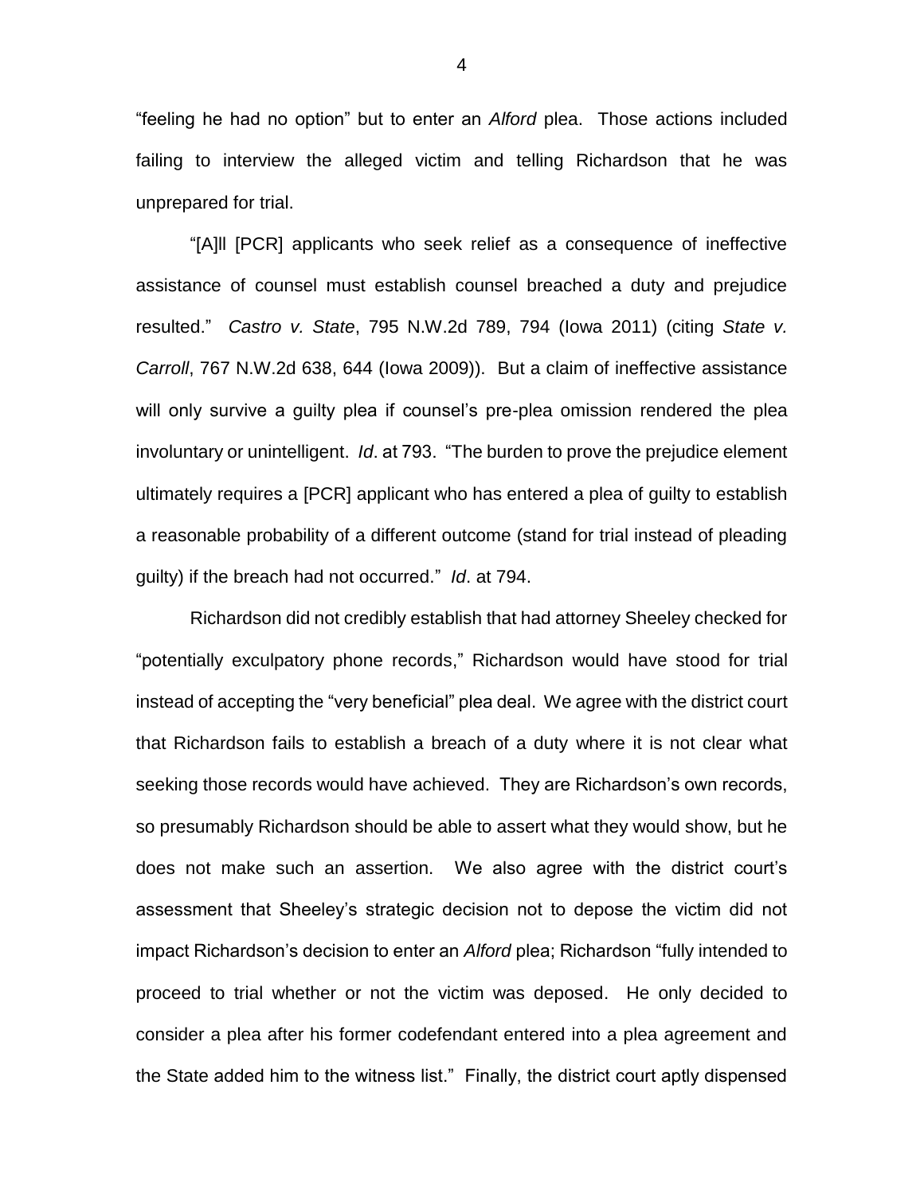"feeling he had no option" but to enter an *Alford* plea. Those actions included failing to interview the alleged victim and telling Richardson that he was unprepared for trial.

"[A]ll [PCR] applicants who seek relief as a consequence of ineffective assistance of counsel must establish counsel breached a duty and prejudice resulted." *Castro v. State*, 795 N.W.2d 789, 794 (Iowa 2011) (citing *State v. Carroll*, 767 N.W.2d 638, 644 (Iowa 2009)). But a claim of ineffective assistance will only survive a guilty plea if counsel's pre-plea omission rendered the plea involuntary or unintelligent. *Id*. at 793. "The burden to prove the prejudice element ultimately requires a [PCR] applicant who has entered a plea of guilty to establish a reasonable probability of a different outcome (stand for trial instead of pleading guilty) if the breach had not occurred." *Id*. at 794.

Richardson did not credibly establish that had attorney Sheeley checked for "potentially exculpatory phone records," Richardson would have stood for trial instead of accepting the "very beneficial" plea deal. We agree with the district court that Richardson fails to establish a breach of a duty where it is not clear what seeking those records would have achieved. They are Richardson's own records, so presumably Richardson should be able to assert what they would show, but he does not make such an assertion. We also agree with the district court's assessment that Sheeley's strategic decision not to depose the victim did not impact Richardson's decision to enter an *Alford* plea; Richardson "fully intended to proceed to trial whether or not the victim was deposed. He only decided to consider a plea after his former codefendant entered into a plea agreement and the State added him to the witness list." Finally, the district court aptly dispensed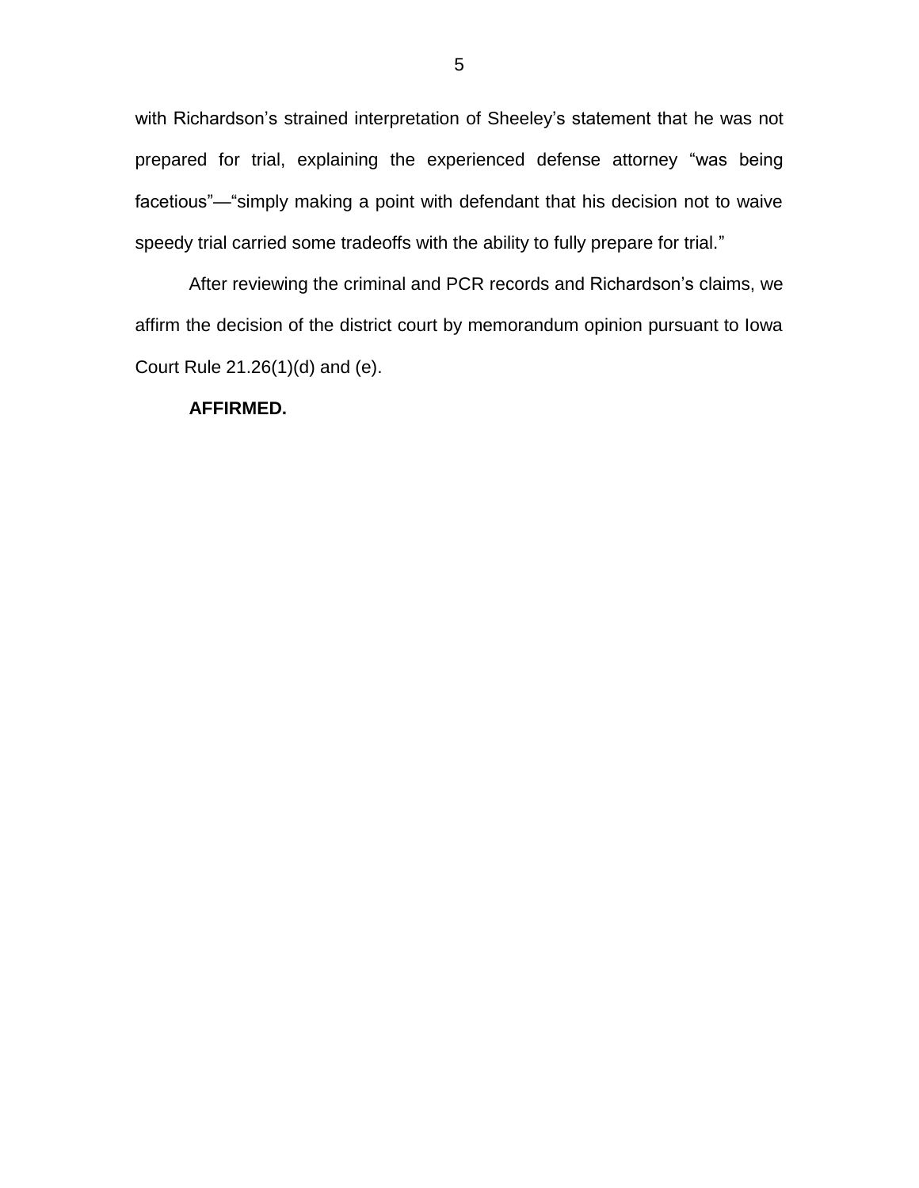with Richardson's strained interpretation of Sheeley's statement that he was not prepared for trial, explaining the experienced defense attorney "was being facetious"—"simply making a point with defendant that his decision not to waive speedy trial carried some tradeoffs with the ability to fully prepare for trial."

After reviewing the criminal and PCR records and Richardson's claims, we affirm the decision of the district court by memorandum opinion pursuant to Iowa Court Rule 21.26(1)(d) and (e).

**AFFIRMED.**